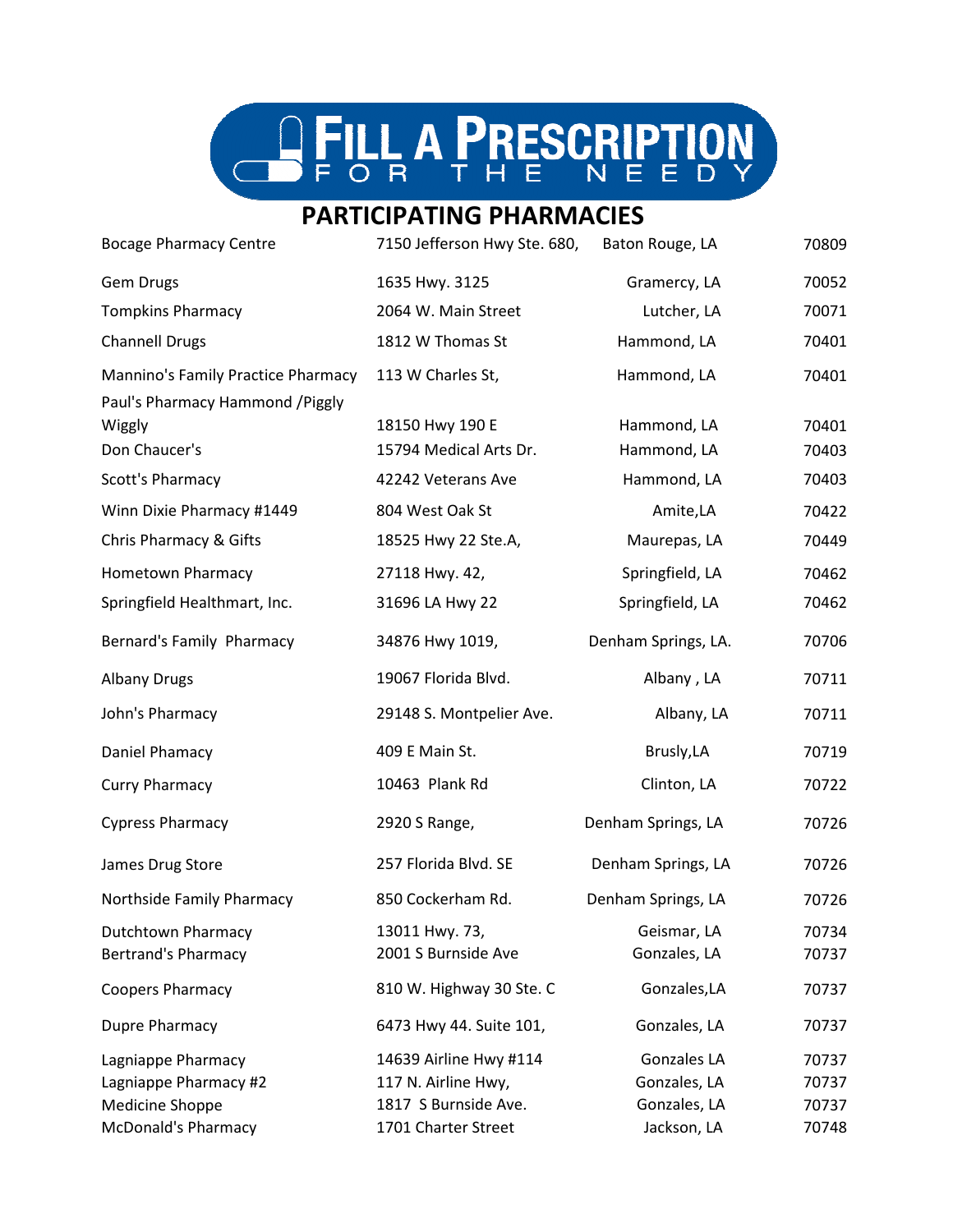# FILL A PRESCRIPTION FOR THE NEEDY

## PARTICIPATING PHARMACIES

| | | | |
|---|---|---|---|
| Bocage Pharmacy Centre | 7150 Jefferson Hwy Ste. 680, | Baton Rouge, LA | 70809 |
| Gem Drugs | 1635 Hwy. 3125 | Gramercy, LA | 70052 |
| Tompkins Pharmacy | 2064 W. Main Street | Lutcher, LA | 70071 |
| Channell Drugs | 1812 W Thomas St | Hammond, LA | 70401 |
| Mannino's Family Practice Pharmacy | 113 W Charles St, | Hammond, LA | 70401 |
| Paul's Pharmacy Hammond /Piggly Wiggly | 18150 Hwy 190 E | Hammond, LA | 70401 |
| Don Chaucer's | 15794 Medical Arts Dr. | Hammond, LA | 70403 |
| Scott's Pharmacy | 42242 Veterans Ave | Hammond, LA | 70403 |
| Winn Dixie Pharmacy #1449 | 804 West Oak St | Amite,LA | 70422 |
| Chris Pharmacy & Gifts | 18525 Hwy 22 Ste.A, | Maurepas, LA | 70449 |
| Hometown Pharmacy | 27118 Hwy. 42, | Springfield, LA | 70462 |
| Springfield Healthmart, Inc. | 31696 LA Hwy 22 | Springfield, LA | 70462 |
| Bernard's Family Pharmacy | 34876 Hwy 1019, | Denham Springs, LA. | 70706 |
| Albany Drugs | 19067 Florida Blvd. | Albany , LA | 70711 |
| John's Pharmacy | 29148 S. Montpelier Ave. | Albany, LA | 70711 |
| Daniel Phamacy | 409 E Main St. | Brusly,LA | 70719 |
| Curry Pharmacy | 10463 Plank Rd | Clinton, LA | 70722 |
| Cypress Pharmacy | 2920 S Range, | Denham Springs, LA | 70726 |
| James Drug Store | 257 Florida Blvd. SE | Denham Springs, LA | 70726 |
| Northside Family Pharmacy | 850 Cockerham Rd. | Denham Springs, LA | 70726 |
| Dutchtown Pharmacy | 13011 Hwy. 73, | Geismar, LA | 70734 |
| Bertrand's Pharmacy | 2001 S Burnside Ave | Gonzales, LA | 70737 |
| Coopers Pharmacy | 810 W. Highway 30 Ste. C | Gonzales,LA | 70737 |
| Dupre Pharmacy | 6473 Hwy 44. Suite 101, | Gonzales, LA | 70737 |
| Lagniappe Pharmacy | 14639 Airline Hwy #114 | Gonzales LA | 70737 |
| Lagniappe Pharmacy #2 | 117 N. Airline Hwy, | Gonzales, LA | 70737 |
| Medicine Shoppe | 1817 S Burnside Ave. | Gonzales, LA | 70737 |
| McDonald's Pharmacy | 1701 Charter Street | Jackson, LA | 70748 |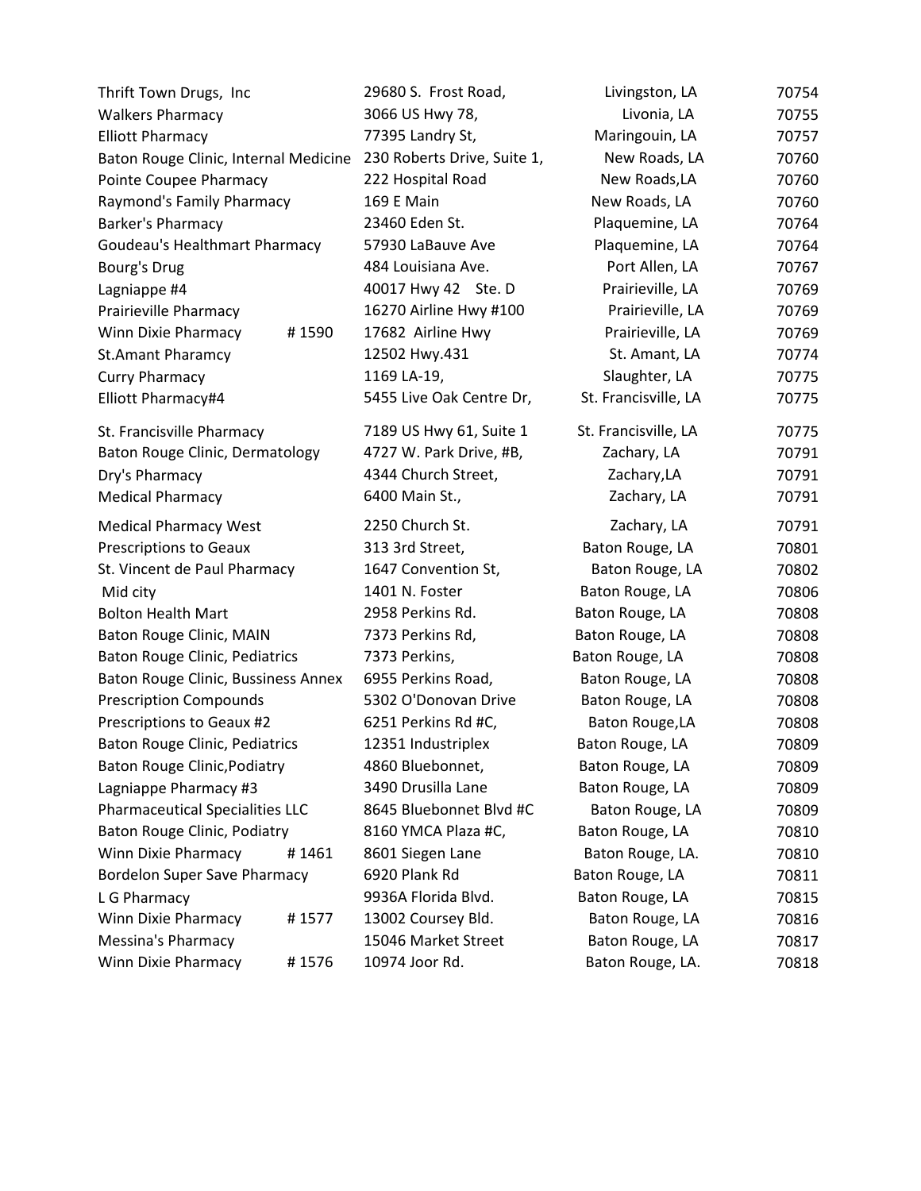| | | | | |
|---|---|---|---|---|
| Thrift Town Drugs, Inc | | 29680 S. Frost Road, | Livingston, LA | 70754 |
| Walkers Pharmacy | | 3066 US Hwy 78, | Livonia, LA | 70755 |
| Elliott Pharmacy | | 77395 Landry St, | Maringouin, LA | 70757 |
| Baton Rouge Clinic, Internal Medicine | | 230 Roberts Drive, Suite 1, | New Roads, LA | 70760 |
| Pointe Coupee Pharmacy | | 222 Hospital Road | New Roads,LA | 70760 |
| Raymond's Family Pharmacy | | 169 E Main | New Roads, LA | 70760 |
| Barker's Pharmacy | | 23460 Eden St. | Plaquemine, LA | 70764 |
| Goudeau's Healthmart Pharmacy | | 57930 LaBauve Ave | Plaquemine, LA | 70764 |
| Bourg's Drug | | 484 Louisiana Ave. | Port Allen, LA | 70767 |
| Lagniappe #4 | | 40017 Hwy 42 Ste. D | Prairieville, LA | 70769 |
| Prairieville Pharmacy | | 16270 Airline Hwy #100 | Prairieville, LA | 70769 |
| Winn Dixie Pharmacy | # 1590 | 17682 Airline Hwy | Prairieville, LA | 70769 |
| St.Amant Pharamcy | | 12502 Hwy.431 | St. Amant, LA | 70774 |
| Curry Pharmacy | | 1169 LA-19, | Slaughter, LA | 70775 |
| Elliott Pharmacy#4 | | 5455 Live Oak Centre Dr, | St. Francisville, LA | 70775 |
| St. Francisville Pharmacy | | 7189 US Hwy 61, Suite 1 | St. Francisville, LA | 70775 |
| Baton Rouge Clinic, Dermatology | | 4727 W. Park Drive, #B, | Zachary, LA | 70791 |
| Dry's Pharmacy | | 4344 Church Street, | Zachary,LA | 70791 |
| Medical Pharmacy | | 6400 Main St., | Zachary, LA | 70791 |
| Medical Pharmacy West | | 2250 Church St. | Zachary, LA | 70791 |
| Prescriptions to Geaux | | 313 3rd Street, | Baton Rouge, LA | 70801 |
| St. Vincent de Paul Pharmacy | | 1647 Convention St, | Baton Rouge, LA | 70802 |
| Mid city | | 1401 N. Foster | Baton Rouge, LA | 70806 |
| Bolton Health Mart | | 2958 Perkins Rd. | Baton Rouge, LA | 70808 |
| Baton Rouge Clinic, MAIN | | 7373 Perkins Rd, | Baton Rouge, LA | 70808 |
| Baton Rouge Clinic, Pediatrics | | 7373 Perkins, | Baton Rouge, LA | 70808 |
| Baton Rouge Clinic, Bussiness Annex | | 6955 Perkins Road, | Baton Rouge, LA | 70808 |
| Prescription Compounds | | 5302 O'Donovan Drive | Baton Rouge, LA | 70808 |
| Prescriptions to Geaux #2 | | 6251 Perkins Rd #C, | Baton Rouge,LA | 70808 |
| Baton Rouge Clinic, Pediatrics | | 12351 Industriplex | Baton Rouge, LA | 70809 |
| Baton Rouge Clinic,Podiatry | | 4860 Bluebonnet, | Baton Rouge, LA | 70809 |
| Lagniappe Pharmacy #3 | | 3490 Drusilla Lane | Baton Rouge, LA | 70809 |
| Pharmaceutical Specialities LLC | | 8645 Bluebonnet Blvd #C | Baton Rouge, LA | 70809 |
| Baton Rouge Clinic, Podiatry | | 8160 YMCA Plaza #C, | Baton Rouge, LA | 70810 |
| Winn Dixie Pharmacy | # 1461 | 8601 Siegen Lane | Baton Rouge, LA. | 70810 |
| Bordelon Super Save Pharmacy | | 6920 Plank Rd | Baton Rouge, LA | 70811 |
| L G Pharmacy | | 9936A Florida Blvd. | Baton Rouge, LA | 70815 |
| Winn Dixie Pharmacy | # 1577 | 13002 Coursey Bld. | Baton Rouge, LA | 70816 |
| Messina's Pharmacy | | 15046 Market Street | Baton Rouge, LA | 70817 |
| Winn Dixie Pharmacy | # 1576 | 10974 Joor Rd. | Baton Rouge, LA. | 70818 |